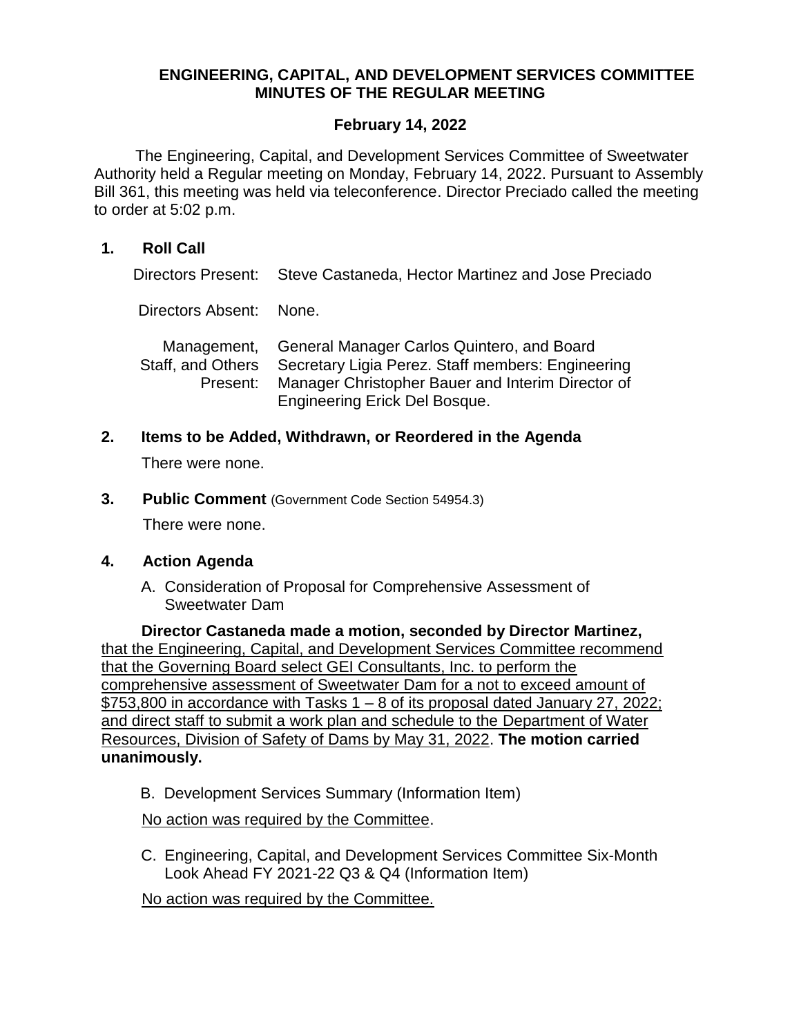# ENGINEERING, CAPITAL, AND DEVELOPMENT SERVICES COMMITTEE MINUTES OF THE REGULAR MEETING

## February 14, 2022

The Engineering, Capital, and Development Services Committee of Sweetwater Authority held a Regular meeting on Monday, February 14, 2022. Pursuant to Assembly Bill 361, this meeting was held via teleconference. Director Preciado called the meeting to order at 5:02 p.m.

### 1. Roll Call

| | |
|---|---|
| Directors Present: | Steve Castaneda, Hector Martinez and Jose Preciado |
| Directors Absent: | None. |
| Management, Staff, and Others Present: | General Manager Carlos Quintero, and Board Secretary Ligia Perez. Staff members: Engineering Manager Christopher Bauer and Interim Director of Engineering Erick Del Bosque. |

### 2. Items to be Added, Withdrawn, or Reordered in the Agenda

There were none.

### 3. Public Comment (Government Code Section 54954.3)

There were none.

### 4. Action Agenda

A. Consideration of Proposal for Comprehensive Assessment of Sweetwater Dam

**Director Castaneda made a motion, seconded by Director Martinez,** that the Engineering, Capital, and Development Services Committee recommend that the Governing Board select GEI Consultants, Inc. to perform the comprehensive assessment of Sweetwater Dam for a not to exceed amount of $753,800 in accordance with Tasks 1 – 8 of its proposal dated January 27, 2022; and direct staff to submit a work plan and schedule to the Department of Water Resources, Division of Safety of Dams by May 31, 2022. **The motion carried unanimously.**

B. Development Services Summary (Information Item)

No action was required by the Committee.

C. Engineering, Capital, and Development Services Committee Six-Month Look Ahead FY 2021-22 Q3 & Q4 (Information Item)

No action was required by the Committee.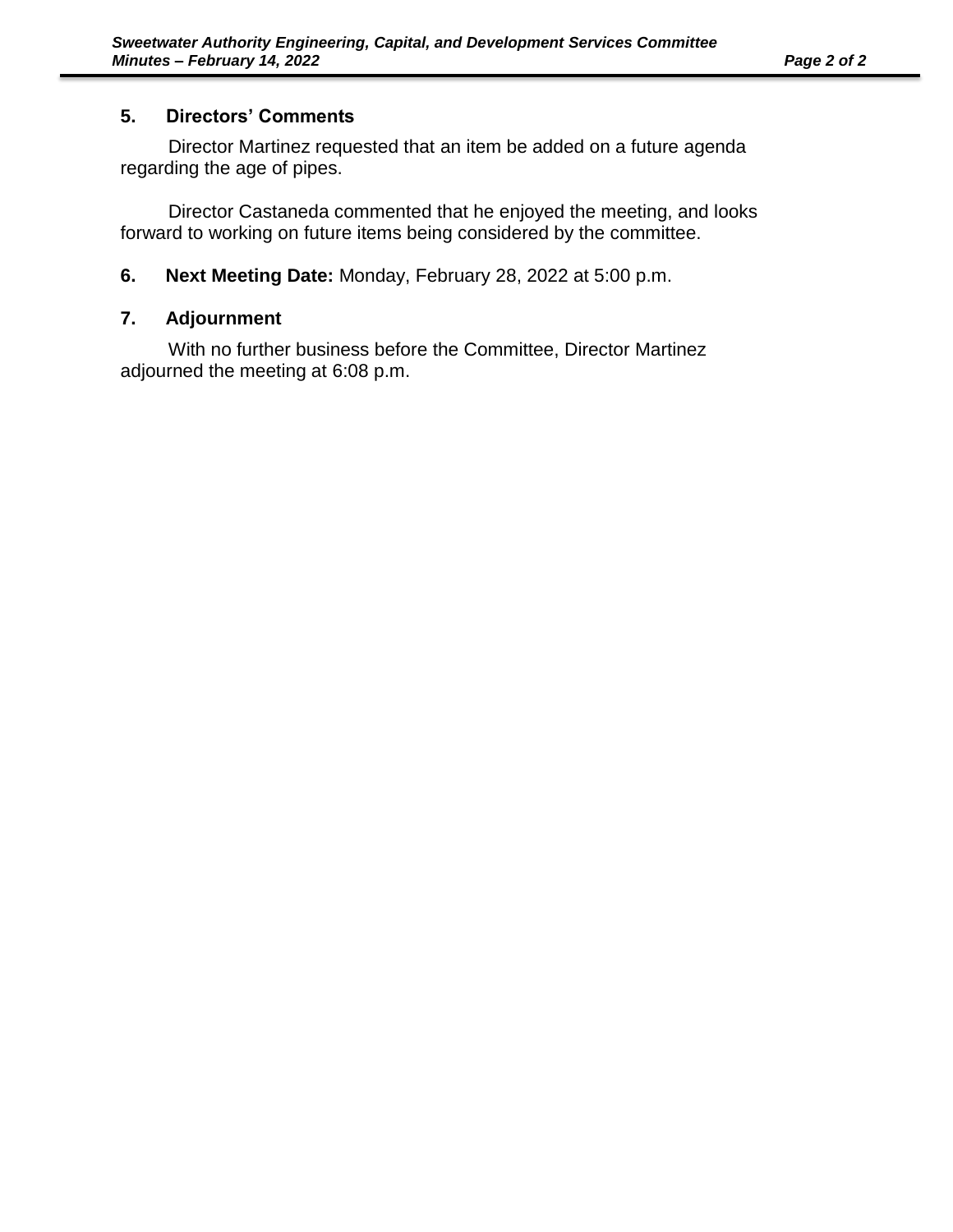**5. Directors' Comments**

Director Martinez requested that an item be added on a future agenda regarding the age of pipes.

Director Castaneda commented that he enjoyed the meeting, and looks forward to working on future items being considered by the committee.

**6. Next Meeting Date:** Monday, February 28, 2022 at 5:00 p.m.

**7. Adjournment**

With no further business before the Committee, Director Martinez adjourned the meeting at 6:08 p.m.